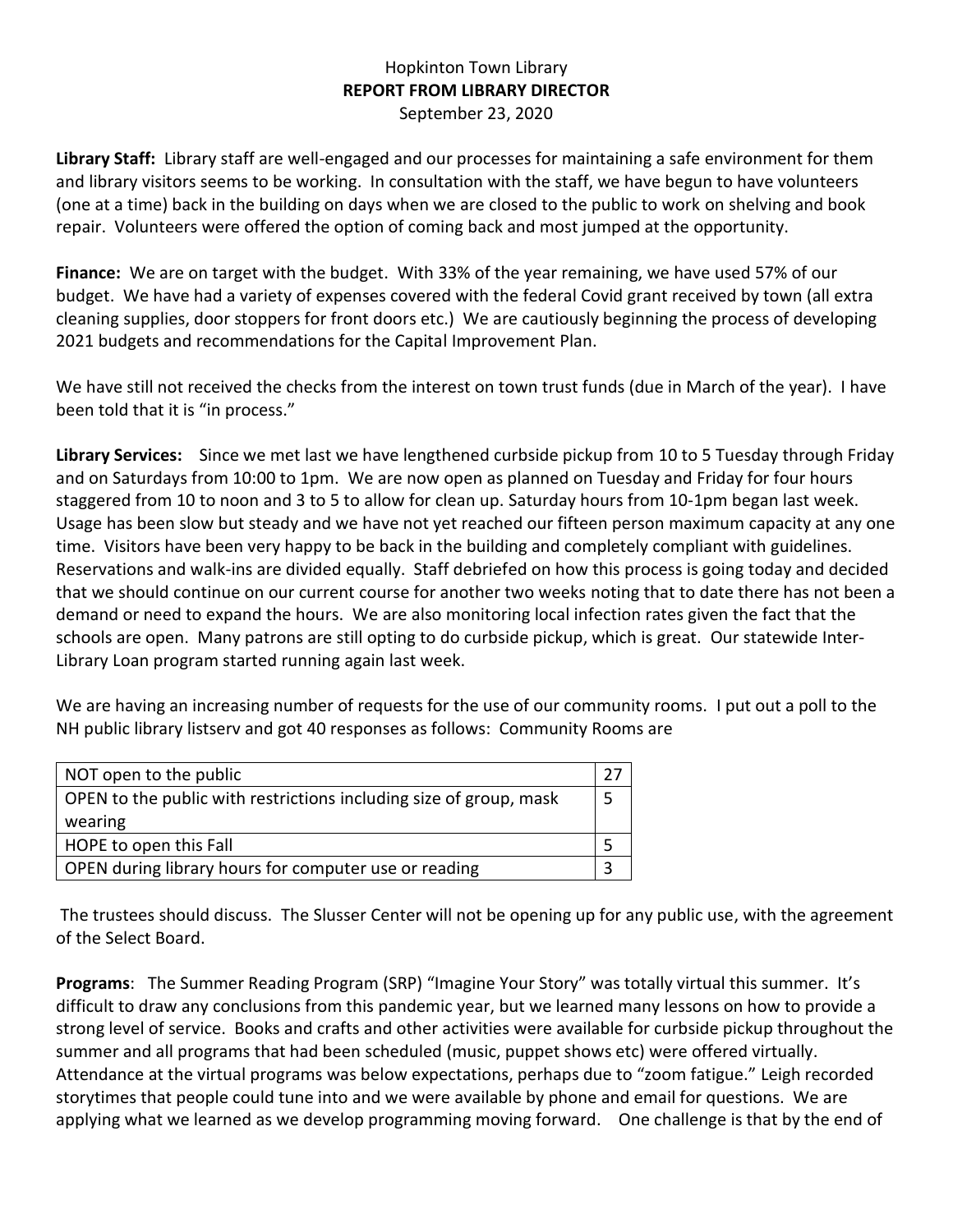Hopkinton Town Library

**REPORT FROM LIBRARY DIRECTOR**

September 23, 2020

**Library Staff:** Library staff are well-engaged and our processes for maintaining a safe environment for them and library visitors seems to be working. In consultation with the staff, we have begun to have volunteers (one at a time) back in the building on days when we are closed to the public to work on shelving and book repair. Volunteers were offered the option of coming back and most jumped at the opportunity.

**Finance:** We are on target with the budget. With 33% of the year remaining, we have used 57% of our budget. We have had a variety of expenses covered with the federal Covid grant received by town (all extra cleaning supplies, door stoppers for front doors etc.) We are cautiously beginning the process of developing 2021 budgets and recommendations for the Capital Improvement Plan.

We have still not received the checks from the interest on town trust funds (due in March of the year). I have been told that it is "in process."

**Library Services:** Since we met last we have lengthened curbside pickup from 10 to 5 Tuesday through Friday and on Saturdays from 10:00 to 1pm. We are now open as planned on Tuesday and Friday for four hours staggered from 10 to noon and 3 to 5 to allow for clean up. Saturday hours from 10-1pm began last week. Usage has been slow but steady and we have not yet reached our fifteen person maximum capacity at any one time. Visitors have been very happy to be back in the building and completely compliant with guidelines. Reservations and walk-ins are divided equally. Staff debriefed on how this process is going today and decided that we should continue on our current course for another two weeks noting that to date there has not been a demand or need to expand the hours. We are also monitoring local infection rates given the fact that the schools are open. Many patrons are still opting to do curbside pickup, which is great. Our statewide Inter-Library Loan program started running again last week.

We are having an increasing number of requests for the use of our community rooms. I put out a poll to the NH public library listserv and got 40 responses as follows: Community Rooms are

| | |
|---|---|
| NOT open to the public | 27 |
| OPEN to the public with restrictions including size of group, mask wearing | 5 |
| HOPE to open this Fall | 5 |
| OPEN during library hours for computer use or reading | 3 |

The trustees should discuss. The Slusser Center will not be opening up for any public use, with the agreement of the Select Board.

**Programs**: The Summer Reading Program (SRP) "Imagine Your Story" was totally virtual this summer. It's difficult to draw any conclusions from this pandemic year, but we learned many lessons on how to provide a strong level of service. Books and crafts and other activities were available for curbside pickup throughout the summer and all programs that had been scheduled (music, puppet shows etc) were offered virtually. Attendance at the virtual programs was below expectations, perhaps due to "zoom fatigue." Leigh recorded storytimes that people could tune into and we were available by phone and email for questions. We are applying what we learned as we develop programming moving forward. One challenge is that by the end of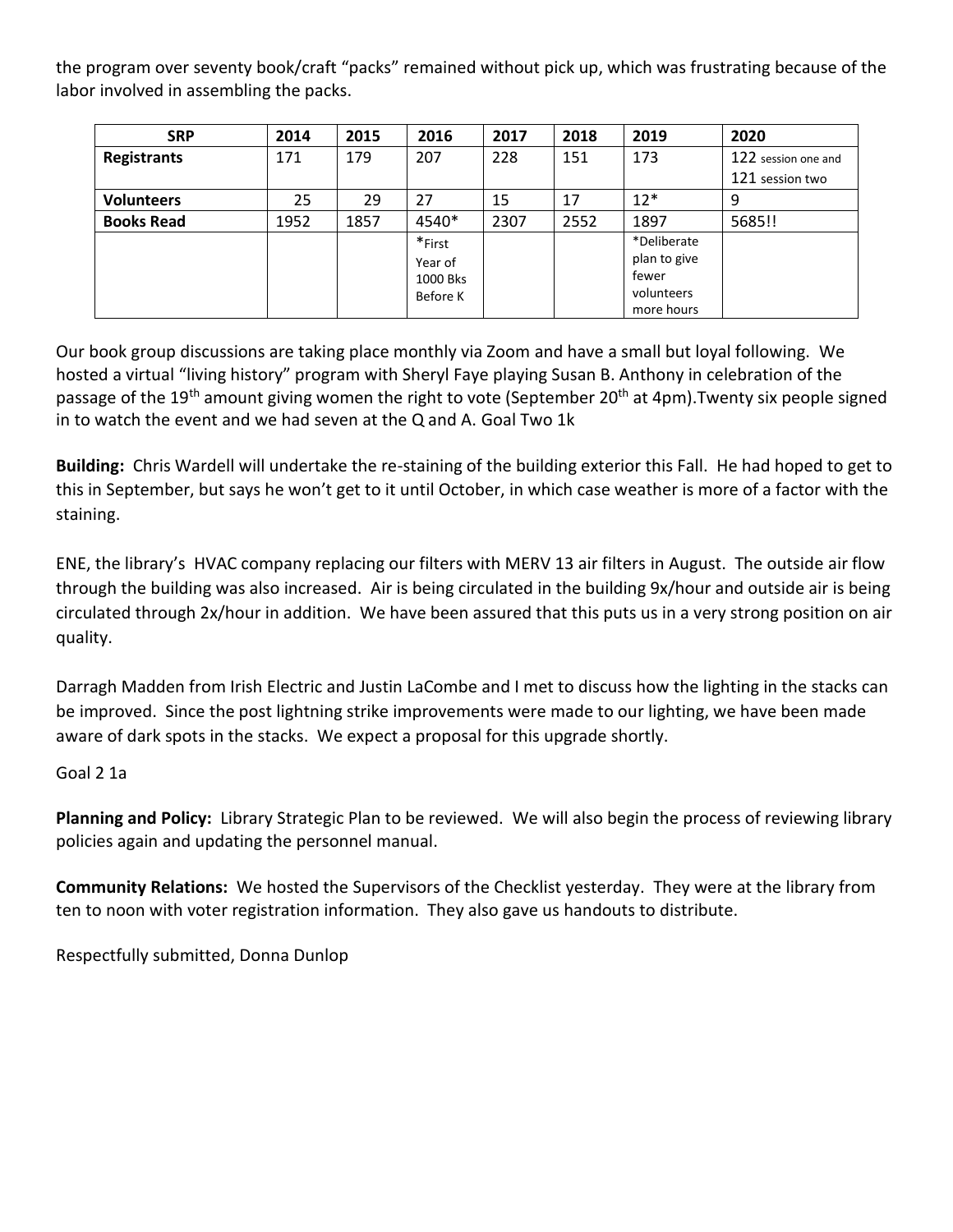the program over seventy book/craft "packs" remained without pick up, which was frustrating because of the labor involved in assembling the packs.

| SRP | 2014 | 2015 | 2016 | 2017 | 2018 | 2019 | 2020 |
|---|---|---|---|---|---|---|---|
| **Registrants** | 171 | 179 | 207 | 228 | 151 | 173 | 122 session one and 121 session two |
| **Volunteers** | 25 | 29 | 27 | 15 | 17 | 12* | 9 |
| **Books Read** | 1952 | 1857 | 4540* | 2307 | 2552 | 1897 | 5685!! |
| | | | *First Year of 1000 Bks Before K | | | *Deliberate plan to give fewer volunteers more hours | |

Our book group discussions are taking place monthly via Zoom and have a small but loyal following. We hosted a virtual "living history" program with Sheryl Faye playing Susan B. Anthony in celebration of the passage of the 19th amount giving women the right to vote (September 20th at 4pm).Twenty six people signed in to watch the event and we had seven at the Q and A. Goal Two 1k

**Building:** Chris Wardell will undertake the re-staining of the building exterior this Fall. He had hoped to get to this in September, but says he won't get to it until October, in which case weather is more of a factor with the staining.

ENE, the library's HVAC company replacing our filters with MERV 13 air filters in August. The outside air flow through the building was also increased. Air is being circulated in the building 9x/hour and outside air is being circulated through 2x/hour in addition. We have been assured that this puts us in a very strong position on air quality.

Darragh Madden from Irish Electric and Justin LaCombe and I met to discuss how the lighting in the stacks can be improved. Since the post lightning strike improvements were made to our lighting, we have been made aware of dark spots in the stacks. We expect a proposal for this upgrade shortly.

Goal 2 1a

**Planning and Policy:** Library Strategic Plan to be reviewed. We will also begin the process of reviewing library policies again and updating the personnel manual.

**Community Relations:** We hosted the Supervisors of the Checklist yesterday. They were at the library from ten to noon with voter registration information. They also gave us handouts to distribute.

Respectfully submitted, Donna Dunlop